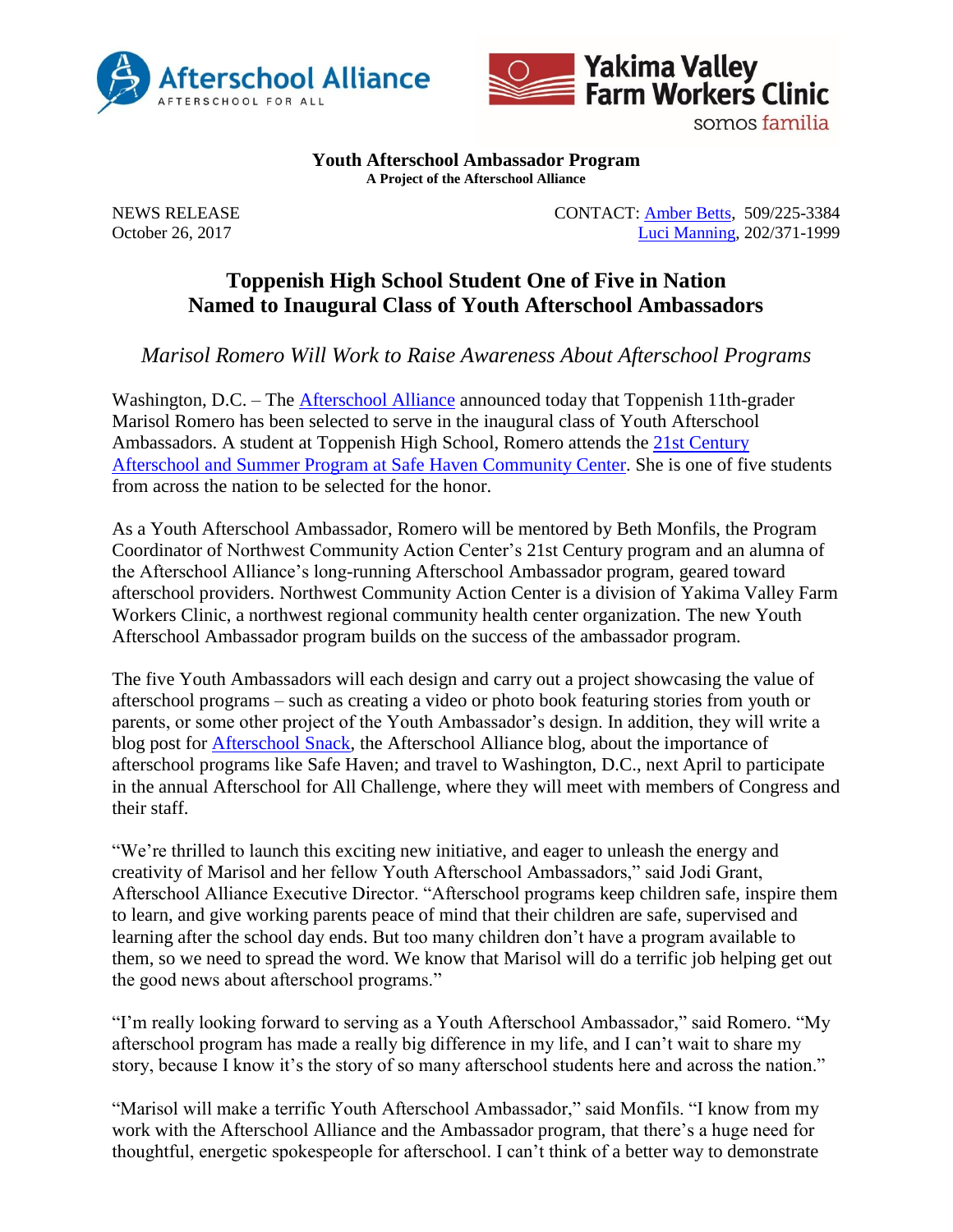**Youth Afterschool Ambassador Program**
**A Project of the Afterschool Alliance**

NEWS RELEASE
October 26, 2017

CONTACT: Amber Betts, 509/225-3384
Luci Manning, 202/371-1999

# Toppenish High School Student One of Five in Nation Named to Inaugural Class of Youth Afterschool Ambassadors

*Marisol Romero Will Work to Raise Awareness About Afterschool Programs*

Washington, D.C. – The Afterschool Alliance announced today that Toppenish 11th-grader Marisol Romero has been selected to serve in the inaugural class of Youth Afterschool Ambassadors. A student at Toppenish High School, Romero attends the 21st Century Afterschool and Summer Program at Safe Haven Community Center. She is one of five students from across the nation to be selected for the honor.

As a Youth Afterschool Ambassador, Romero will be mentored by Beth Monfils, the Program Coordinator of Northwest Community Action Center's 21st Century program and an alumna of the Afterschool Alliance's long-running Afterschool Ambassador program, geared toward afterschool providers. Northwest Community Action Center is a division of Yakima Valley Farm Workers Clinic, a northwest regional community health center organization. The new Youth Afterschool Ambassador program builds on the success of the ambassador program.

The five Youth Ambassadors will each design and carry out a project showcasing the value of afterschool programs – such as creating a video or photo book featuring stories from youth or parents, or some other project of the Youth Ambassador's design. In addition, they will write a blog post for Afterschool Snack, the Afterschool Alliance blog, about the importance of afterschool programs like Safe Haven; and travel to Washington, D.C., next April to participate in the annual Afterschool for All Challenge, where they will meet with members of Congress and their staff.

"We're thrilled to launch this exciting new initiative, and eager to unleash the energy and creativity of Marisol and her fellow Youth Afterschool Ambassadors," said Jodi Grant, Afterschool Alliance Executive Director. "Afterschool programs keep children safe, inspire them to learn, and give working parents peace of mind that their children are safe, supervised and learning after the school day ends. But too many children don't have a program available to them, so we need to spread the word. We know that Marisol will do a terrific job helping get out the good news about afterschool programs."

"I'm really looking forward to serving as a Youth Afterschool Ambassador," said Romero. "My afterschool program has made a really big difference in my life, and I can't wait to share my story, because I know it's the story of so many afterschool students here and across the nation."

"Marisol will make a terrific Youth Afterschool Ambassador," said Monfils. "I know from my work with the Afterschool Alliance and the Ambassador program, that there's a huge need for thoughtful, energetic spokespeople for afterschool. I can't think of a better way to demonstrate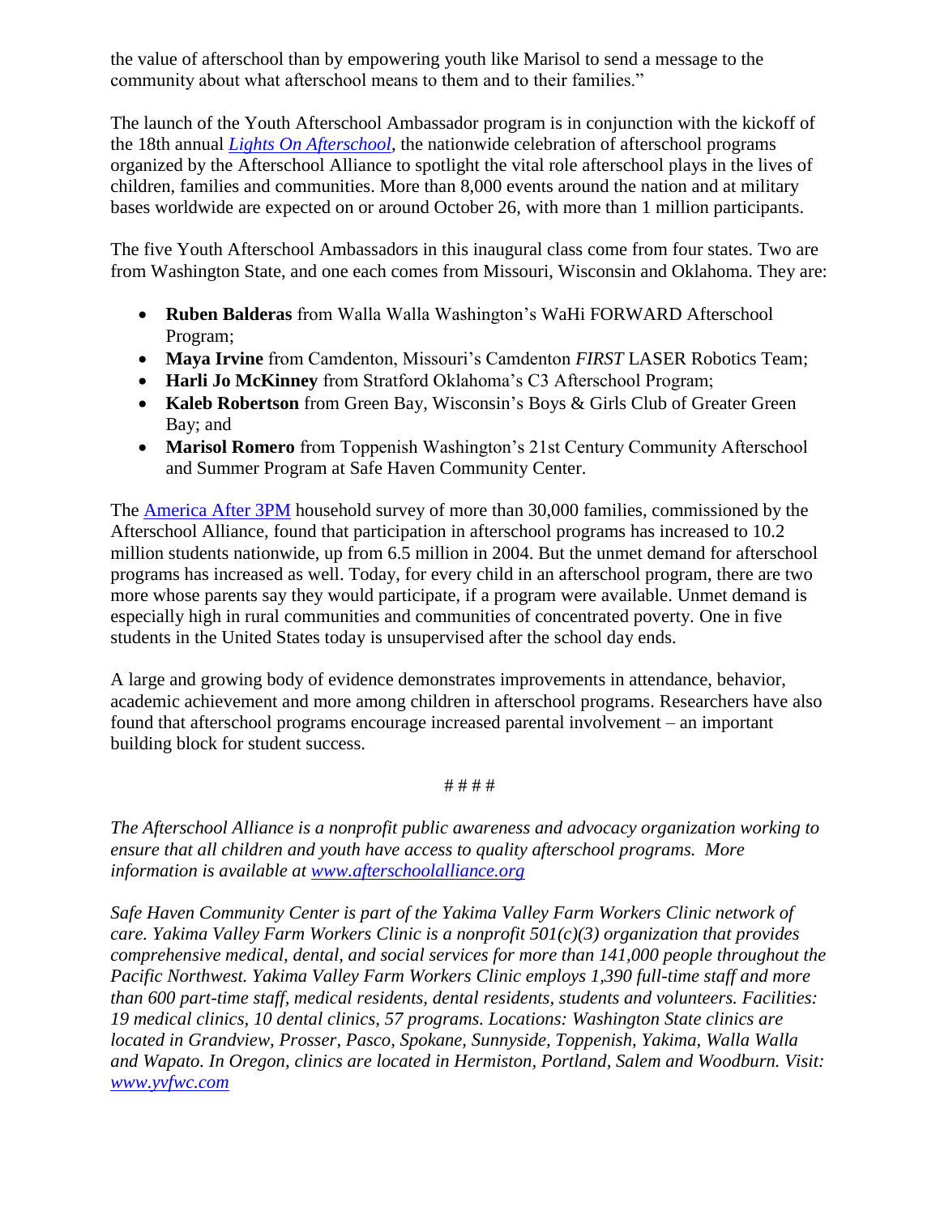the value of afterschool than by empowering youth like Marisol to send a message to the community about what afterschool means to them and to their families."

The launch of the Youth Afterschool Ambassador program is in conjunction with the kickoff of the 18th annual [*Lights On Afterschool*](), the nationwide celebration of afterschool programs organized by the Afterschool Alliance to spotlight the vital role afterschool plays in the lives of children, families and communities. More than 8,000 events around the nation and at military bases worldwide are expected on or around October 26, with more than 1 million participants.

The five Youth Afterschool Ambassadors in this inaugural class come from four states. Two are from Washington State, and one each comes from Missouri, Wisconsin and Oklahoma. They are:

- **Ruben Balderas** from Walla Walla Washington's WaHi FORWARD Afterschool Program;
- **Maya Irvine** from Camdenton, Missouri's Camdenton *FIRST* LASER Robotics Team;
- **Harli Jo McKinney** from Stratford Oklahoma's C3 Afterschool Program;
- **Kaleb Robertson** from Green Bay, Wisconsin's Boys & Girls Club of Greater Green Bay; and
- **Marisol Romero** from Toppenish Washington's 21st Century Community Afterschool and Summer Program at Safe Haven Community Center.

The [America After 3PM]() household survey of more than 30,000 families, commissioned by the Afterschool Alliance, found that participation in afterschool programs has increased to 10.2 million students nationwide, up from 6.5 million in 2004. But the unmet demand for afterschool programs has increased as well. Today, for every child in an afterschool program, there are two more whose parents say they would participate, if a program were available. Unmet demand is especially high in rural communities and communities of concentrated poverty. One in five students in the United States today is unsupervised after the school day ends.

A large and growing body of evidence demonstrates improvements in attendance, behavior, academic achievement and more among children in afterschool programs. Researchers have also found that afterschool programs encourage increased parental involvement – an important building block for student success.

# # # #

*The Afterschool Alliance is a nonprofit public awareness and advocacy organization working to ensure that all children and youth have access to quality afterschool programs. More information is available at [www.afterschoolalliance.org](www.afterschoolalliance.org)*

*Safe Haven Community Center is part of the Yakima Valley Farm Workers Clinic network of care. Yakima Valley Farm Workers Clinic is a nonprofit 501(c)(3) organization that provides comprehensive medical, dental, and social services for more than 141,000 people throughout the Pacific Northwest. Yakima Valley Farm Workers Clinic employs 1,390 full-time staff and more than 600 part-time staff, medical residents, dental residents, students and volunteers. Facilities: 19 medical clinics, 10 dental clinics, 57 programs. Locations: Washington State clinics are located in Grandview, Prosser, Pasco, Spokane, Sunnyside, Toppenish, Yakima, Walla Walla and Wapato. In Oregon, clinics are located in Hermiston, Portland, Salem and Woodburn. Visit: [www.yvfwc.com](www.yvfwc.com)*